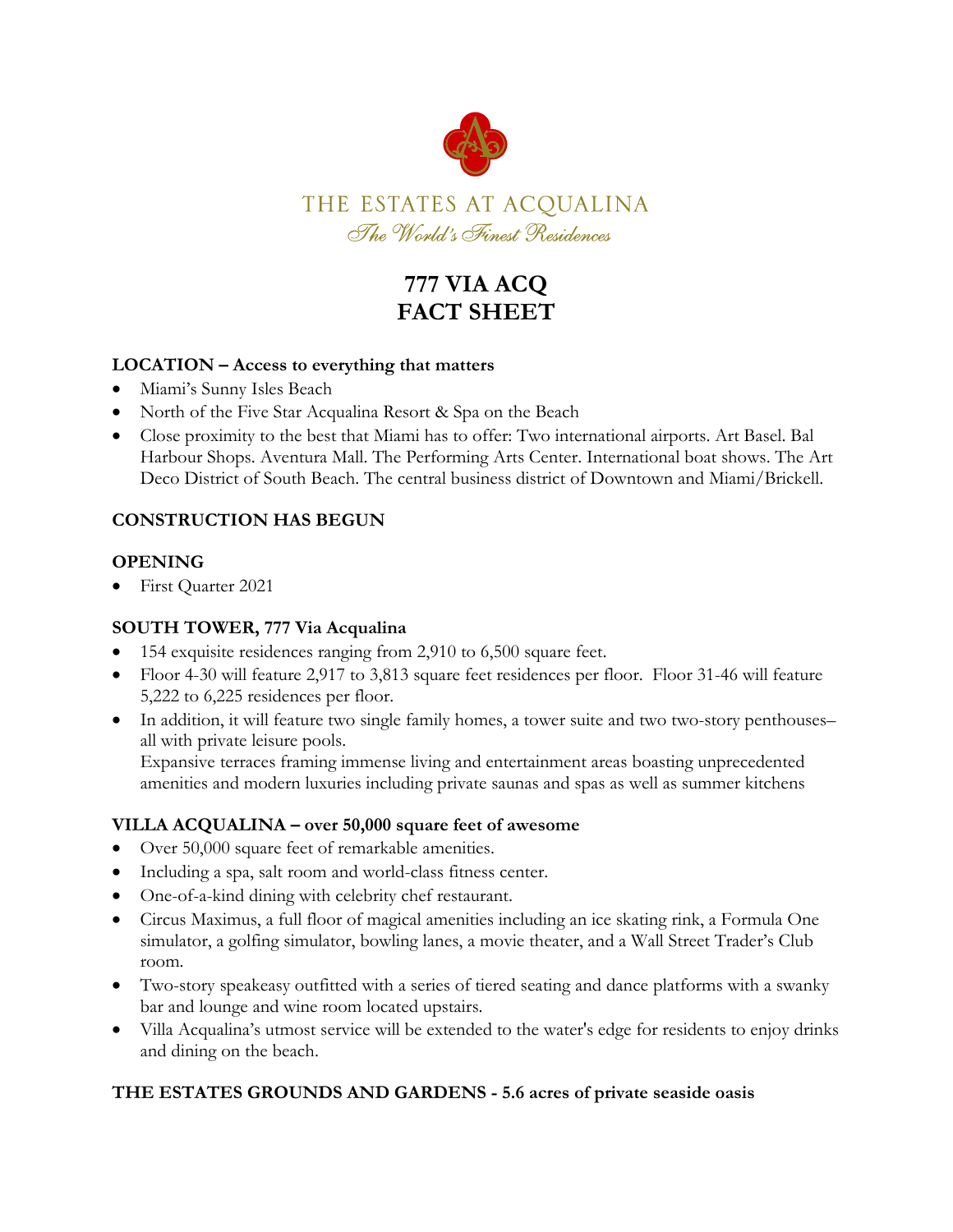THE ESTATES AT ACQUALINA

*The World's Finest Residences*

# 777 VIA ACQ
# FACT SHEET

**LOCATION – Access to everything that matters**

- Miami's Sunny Isles Beach
- North of the Five Star Acqualina Resort & Spa on the Beach
- Close proximity to the best that Miami has to offer: Two international airports. Art Basel. Bal Harbour Shops. Aventura Mall. The Performing Arts Center. International boat shows. The Art Deco District of South Beach. The central business district of Downtown and Miami/Brickell.

**CONSTRUCTION HAS BEGUN**

**OPENING**

- First Quarter 2021

**SOUTH TOWER, 777 Via Acqualina**

- 154 exquisite residences ranging from 2,910 to 6,500 square feet.
- Floor 4-30 will feature 2,917 to 3,813 square feet residences per floor. Floor 31-46 will feature 5,222 to 6,225 residences per floor.
- In addition, it will feature two single family homes, a tower suite and two two-story penthouses– all with private leisure pools.
  Expansive terraces framing immense living and entertainment areas boasting unprecedented amenities and modern luxuries including private saunas and spas as well as summer kitchens

**VILLA ACQUALINA – over 50,000 square feet of awesome**

- Over 50,000 square feet of remarkable amenities.
- Including a spa, salt room and world-class fitness center.
- One-of-a-kind dining with celebrity chef restaurant.
- Circus Maximus, a full floor of magical amenities including an ice skating rink, a Formula One simulator, a golfing simulator, bowling lanes, a movie theater, and a Wall Street Trader's Club room.
- Two-story speakeasy outfitted with a series of tiered seating and dance platforms with a swanky bar and lounge and wine room located upstairs.
- Villa Acqualina's utmost service will be extended to the water's edge for residents to enjoy drinks and dining on the beach.

**THE ESTATES GROUNDS AND GARDENS - 5.6 acres of private seaside oasis**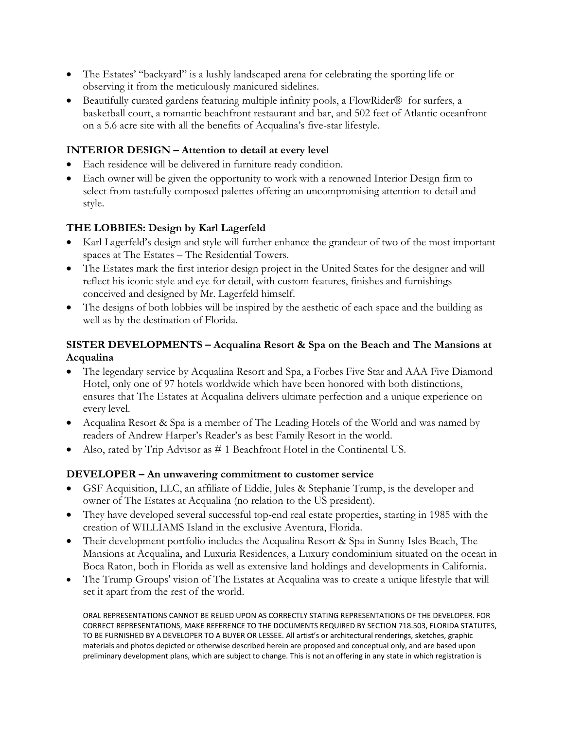- The Estates' "backyard" is a lushly landscaped arena for celebrating the sporting life or observing it from the meticulously manicured sidelines.
- Beautifully curated gardens featuring multiple infinity pools, a FlowRider® for surfers, a basketball court, a romantic beachfront restaurant and bar, and 502 feet of Atlantic oceanfront on a 5.6 acre site with all the benefits of Acqualina's five-star lifestyle.

### INTERIOR DESIGN – Attention to detail at every level

- Each residence will be delivered in furniture ready condition.
- Each owner will be given the opportunity to work with a renowned Interior Design firm to select from tastefully composed palettes offering an uncompromising attention to detail and style.

### THE LOBBIES: Design by Karl Lagerfeld

- Karl Lagerfeld's design and style will further enhance the grandeur of two of the most important spaces at The Estates – The Residential Towers.
- The Estates mark the first interior design project in the United States for the designer and will reflect his iconic style and eye for detail, with custom features, finishes and furnishings conceived and designed by Mr. Lagerfeld himself.
- The designs of both lobbies will be inspired by the aesthetic of each space and the building as well as by the destination of Florida.

### SISTER DEVELOPMENTS – Acqualina Resort & Spa on the Beach and The Mansions at Acqualina

- The legendary service by Acqualina Resort and Spa, a Forbes Five Star and AAA Five Diamond Hotel, only one of 97 hotels worldwide which have been honored with both distinctions, ensures that The Estates at Acqualina delivers ultimate perfection and a unique experience on every level.
- Acqualina Resort & Spa is a member of The Leading Hotels of the World and was named by readers of Andrew Harper's Reader's as best Family Resort in the world.
- Also, rated by Trip Advisor as # 1 Beachfront Hotel in the Continental US.

### DEVELOPER – An unwavering commitment to customer service

- GSF Acquisition, LLC, an affiliate of Eddie, Jules & Stephanie Trump, is the developer and owner of The Estates at Acqualina (no relation to the US president).
- They have developed several successful top-end real estate properties, starting in 1985 with the creation of WILLIAMS Island in the exclusive Aventura, Florida.
- Their development portfolio includes the Acqualina Resort & Spa in Sunny Isles Beach, The Mansions at Acqualina, and Luxuria Residences, a Luxury condominium situated on the ocean in Boca Raton, both in Florida as well as extensive land holdings and developments in California.
- The Trump Groups' vision of The Estates at Acqualina was to create a unique lifestyle that will set it apart from the rest of the world.

ORAL REPRESENTATIONS CANNOT BE RELIED UPON AS CORRECTLY STATING REPRESENTATIONS OF THE DEVELOPER. FOR CORRECT REPRESENTATIONS, MAKE REFERENCE TO THE DOCUMENTS REQUIRED BY SECTION 718.503, FLORIDA STATUTES, TO BE FURNISHED BY A DEVELOPER TO A BUYER OR LESSEE. All artist's or architectural renderings, sketches, graphic materials and photos depicted or otherwise described herein are proposed and conceptual only, and are based upon preliminary development plans, which are subject to change. This is not an offering in any state in which registration is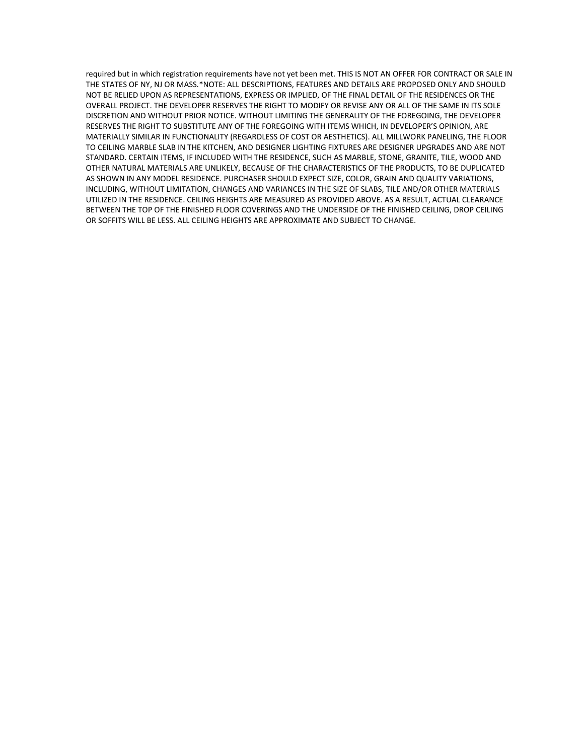required but in which registration requirements have not yet been met. THIS IS NOT AN OFFER FOR CONTRACT OR SALE IN THE STATES OF NY, NJ OR MASS.*NOTE: ALL DESCRIPTIONS, FEATURES AND DETAILS ARE PROPOSED ONLY AND SHOULD NOT BE RELIED UPON AS REPRESENTATIONS, EXPRESS OR IMPLIED, OF THE FINAL DETAIL OF THE RESIDENCES OR THE OVERALL PROJECT. THE DEVELOPER RESERVES THE RIGHT TO MODIFY OR REVISE ANY OR ALL OF THE SAME IN ITS SOLE DISCRETION AND WITHOUT PRIOR NOTICE. WITHOUT LIMITING THE GENERALITY OF THE FOREGOING, THE DEVELOPER RESERVES THE RIGHT TO SUBSTITUTE ANY OF THE FOREGOING WITH ITEMS WHICH, IN DEVELOPER'S OPINION, ARE MATERIALLY SIMILAR IN FUNCTIONALITY (REGARDLESS OF COST OR AESTHETICS). ALL MILLWORK PANELING, THE FLOOR TO CEILING MARBLE SLAB IN THE KITCHEN, AND DESIGNER LIGHTING FIXTURES ARE DESIGNER UPGRADES AND ARE NOT STANDARD. CERTAIN ITEMS, IF INCLUDED WITH THE RESIDENCE, SUCH AS MARBLE, STONE, GRANITE, TILE, WOOD AND OTHER NATURAL MATERIALS ARE UNLIKELY, BECAUSE OF THE CHARACTERISTICS OF THE PRODUCTS, TO BE DUPLICATED AS SHOWN IN ANY MODEL RESIDENCE. PURCHASER SHOULD EXPECT SIZE, COLOR, GRAIN AND QUALITY VARIATIONS, INCLUDING, WITHOUT LIMITATION, CHANGES AND VARIANCES IN THE SIZE OF SLABS, TILE AND/OR OTHER MATERIALS UTILIZED IN THE RESIDENCE. CEILING HEIGHTS ARE MEASURED AS PROVIDED ABOVE. AS A RESULT, ACTUAL CLEARANCE BETWEEN THE TOP OF THE FINISHED FLOOR COVERINGS AND THE UNDERSIDE OF THE FINISHED CEILING, DROP CEILING OR SOFFITS WILL BE LESS. ALL CEILING HEIGHTS ARE APPROXIMATE AND SUBJECT TO CHANGE.